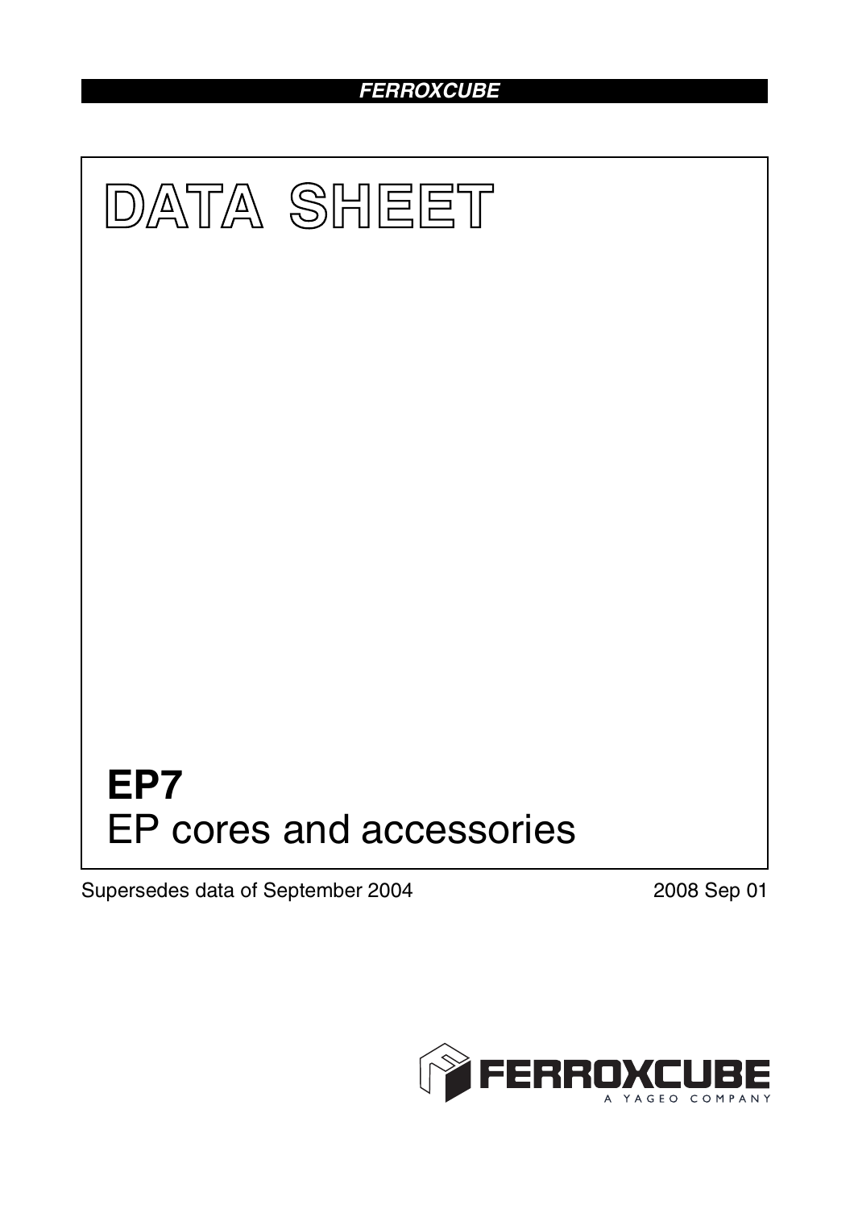FERROXCUBE

# DATA SHEET

# EP7

## EP cores and accessories

Supersedes data of September 2004

2008 Sep 01

FERROXCUBE

A YAGEO COMPANY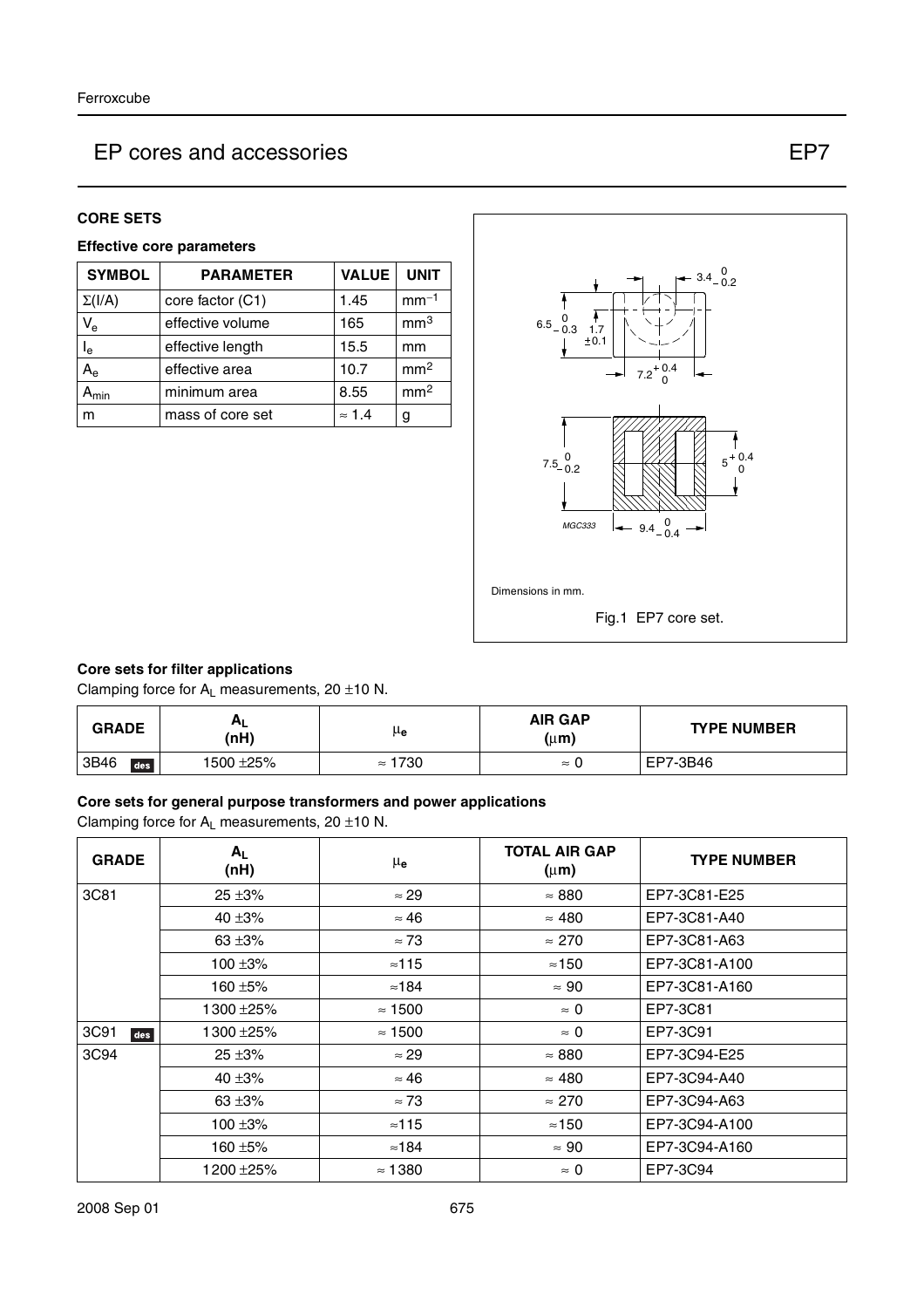## CORE SETS

### Effective core parameters

| SYMBOL | PARAMETER | VALUE | UNIT |
|---|---|---|---|
| $\Sigma(I/A)$ | core factor (C1) | 1.45 | $mm^{-1}$ |
| $V_e$ | effective volume | 165 | $mm^3$ |
| $l_e$ | effective length | 15.5 | mm |
| $A_e$ | effective area | 10.7 | $mm^2$ |
| $A_{min}$ | minimum area | 8.55 | $mm^2$ |
| m | mass of core set | ≈ 1.4 | g |

Dimensions in mm.

Fig.1 EP7 core set.

### Core sets for filter applications

Clamping force for $A_L$ measurements, 20 ±10 N.

| GRADE | $A_L$ (nH) | $\mu_e$ | AIR GAP (μm) | TYPE NUMBER |
|---|---|---|---|---|
| 3B46 des | 1500 ±25% | ≈ 1730 | ≈ 0 | EP7-3B46 |

### Core sets for general purpose transformers and power applications

Clamping force for $A_L$ measurements, 20 ±10 N.

| GRADE | $A_L$ (nH) | $\mu_e$ | TOTAL AIR GAP (μm) | TYPE NUMBER |
|---|---|---|---|---|
| 3C81 | 25 ±3% | ≈ 29 | ≈ 880 | EP7-3C81-E25 |
| | 40 ±3% | ≈ 46 | ≈ 480 | EP7-3C81-A40 |
| | 63 ±3% | ≈ 73 | ≈ 270 | EP7-3C81-A63 |
| | 100 ±3% | ≈115 | ≈150 | EP7-3C81-A100 |
| | 160 ±5% | ≈184 | ≈ 90 | EP7-3C81-A160 |
| | 1300 ±25% | ≈ 1500 | ≈ 0 | EP7-3C81 |
| 3C91 des | 1300 ±25% | ≈ 1500 | ≈ 0 | EP7-3C91 |
| 3C94 | 25 ±3% | ≈ 29 | ≈ 880 | EP7-3C94-E25 |
| | 40 ±3% | ≈ 46 | ≈ 480 | EP7-3C94-A40 |
| | 63 ±3% | ≈ 73 | ≈ 270 | EP7-3C94-A63 |
| | 100 ±3% | ≈115 | ≈150 | EP7-3C94-A100 |
| | 160 ±5% | ≈184 | ≈ 90 | EP7-3C94-A160 |
| | 1200 ±25% | ≈ 1380 | ≈ 0 | EP7-3C94 |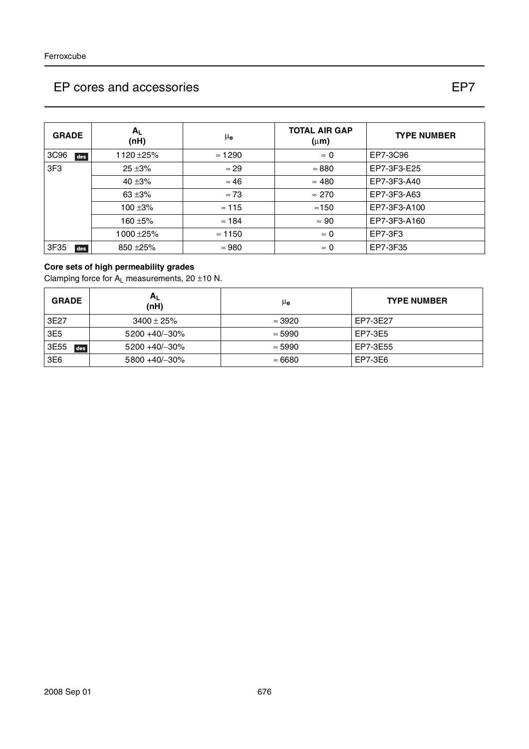| GRADE | $A_L$ (nH) | $\mu_e$ | TOTAL AIR GAP ($\mu$m) | TYPE NUMBER |
|---|---|---|---|---|
| 3C96 des | 1120 ±25% | ≈ 1290 | ≈ 0 | EP7-3C96 |
| 3F3 | 25 ±3% | ≈ 29 | ≈ 880 | EP7-3F3-E25 |
| | 40 ±3% | ≈ 46 | ≈ 480 | EP7-3F3-A40 |
| | 63 ±3% | ≈ 73 | ≈ 270 | EP7-3F3-A63 |
| | 100 ±3% | ≈ 115 | ≈150 | EP7-3F3-A100 |
| | 160 ±5% | ≈ 184 | ≈ 90 | EP7-3F3-A160 |
| | 1000 ±25% | ≈ 1150 | ≈ 0 | EP7-3F3 |
| 3F35 des | 850 ±25% | ≈ 980 | ≈ 0 | EP7-3F35 |

**Core sets of high permeability grades**

Clamping force for $A_L$ measurements, 20 ±10 N.

| GRADE | $A_L$ (nH) | $\mu_e$ | TYPE NUMBER |
|---|---|---|---|
| 3E27 | 3400 ± 25% | ≈ 3920 | EP7-3E27 |
| 3E5 | 5200 +40/−30% | ≈ 5990 | EP7-3E5 |
| 3E55 des | 5200 +40/−30% | ≈ 5990 | EP7-3E55 |
| 3E6 | 5800 +40/−30% | ≈ 6680 | EP7-3E6 |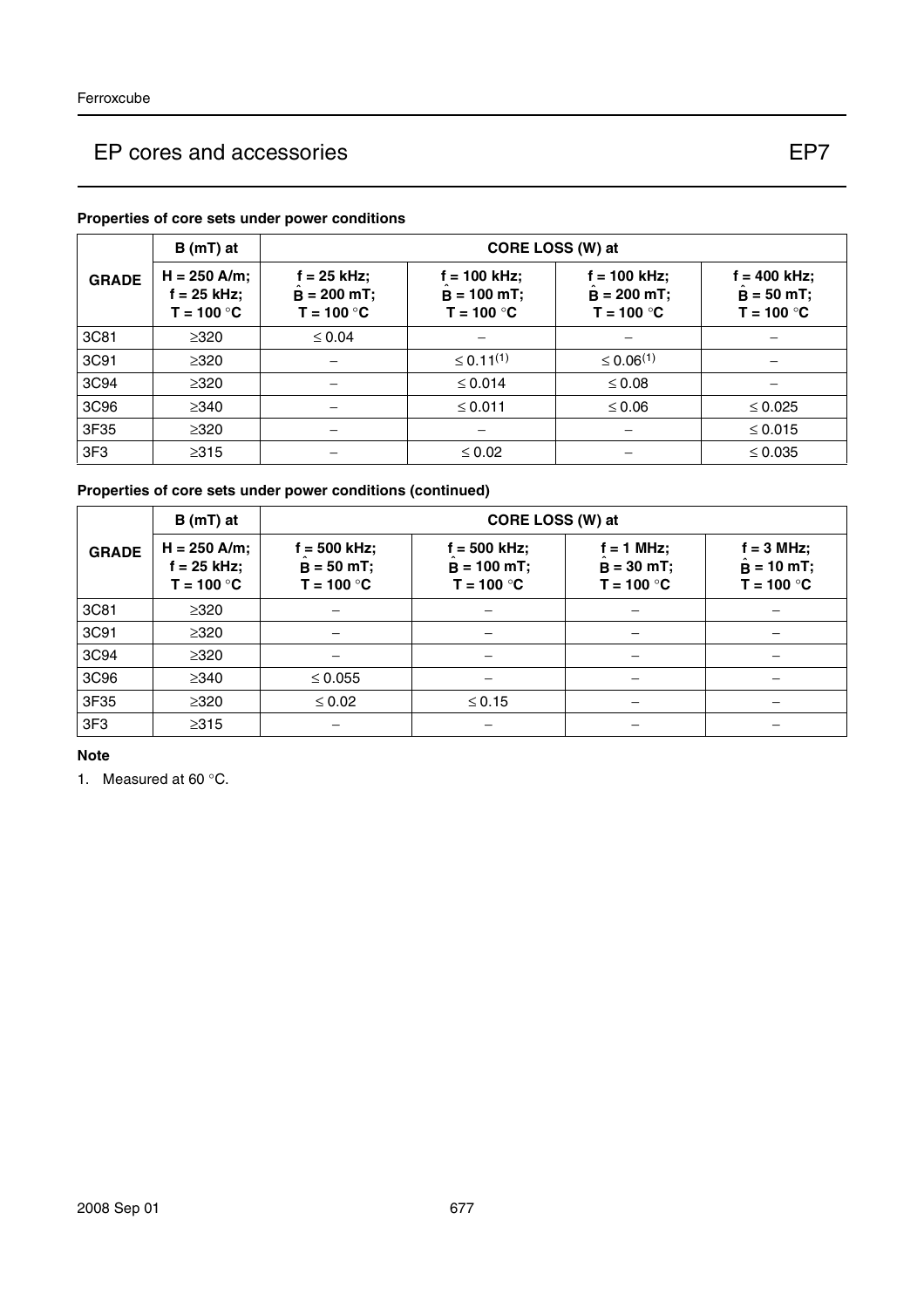### Properties of core sets under power conditions

| GRADE | B (mT) at | CORE LOSS (W) at | | | |
|---|---|---|---|---|---|
| | H = 250 A/m; f = 25 kHz; T = 100 °C | f = 25 kHz; $\hat{B}$ = 200 mT; T = 100 °C | f = 100 kHz; $\hat{B}$ = 100 mT; T = 100 °C | f = 100 kHz; $\hat{B}$ = 200 mT; T = 100 °C | f = 400 kHz; $\hat{B}$ = 50 mT; T = 100 °C |
| 3C81 | ≥320 | ≤ 0.04 | − | − | − |
| 3C91 | ≥320 | − | ≤ 0.11(1) | ≤ 0.06(1) | − |
| 3C94 | ≥320 | − | ≤ 0.014 | ≤ 0.08 | − |
| 3C96 | ≥340 | − | ≤ 0.011 | ≤ 0.06 | ≤ 0.025 |
| 3F35 | ≥320 | − | − | − | ≤ 0.015 |
| 3F3 | ≥315 | − | ≤ 0.02 | − | ≤ 0.035 |

### Properties of core sets under power conditions (continued)

| GRADE | B (mT) at | CORE LOSS (W) at | | | |
|---|---|---|---|---|---|
| | H = 250 A/m; f = 25 kHz; T = 100 °C | f = 500 kHz; $\hat{B}$ = 50 mT; T = 100 °C | f = 500 kHz; $\hat{B}$ = 100 mT; T = 100 °C | f = 1 MHz; $\hat{B}$ = 30 mT; T = 100 °C | f = 3 MHz; $\hat{B}$ = 10 mT; T = 100 °C |
| 3C81 | ≥320 | − | − | − | − |
| 3C91 | ≥320 | − | − | − | − |
| 3C94 | ≥320 | − | − | − | − |
| 3C96 | ≥340 | ≤ 0.055 | − | − | − |
| 3F35 | ≥320 | ≤ 0.02 | ≤ 0.15 | − | − |
| 3F3 | ≥315 | − | − | − | − |

**Note**

1. Measured at 60 °C.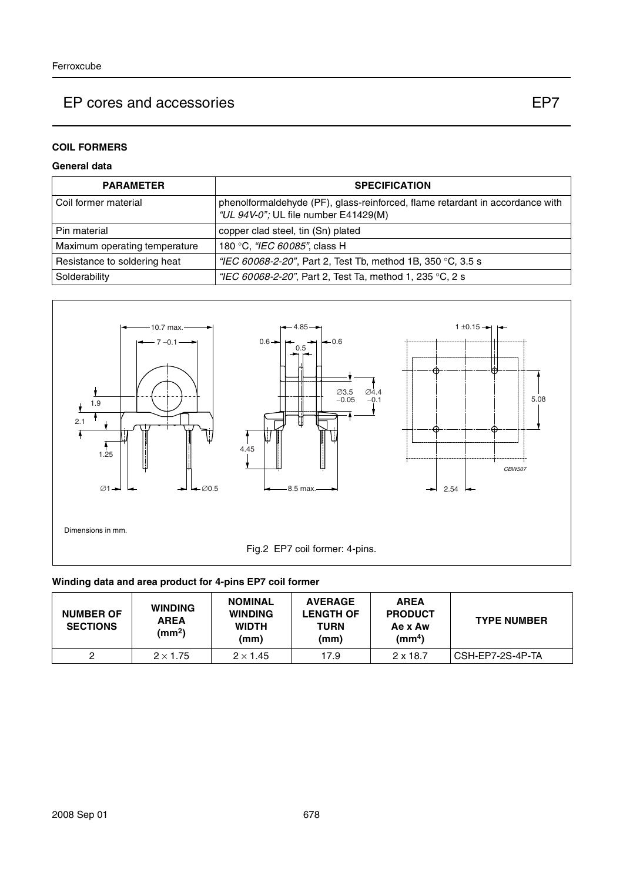# EP cores and accessories — EP7

## COIL FORMERS

### General data

| PARAMETER | SPECIFICATION |
|---|---|
| Coil former material | phenolformaldehyde (PF), glass-reinforced, flame retardant in accordance with *"UL 94V-0"*; UL file number E41429(M) |
| Pin material | copper clad steel, tin (Sn) plated |
| Maximum operating temperature | 180 °C, *"IEC 60085"*, class H |
| Resistance to soldering heat | *"IEC 60068-2-20"*, Part 2, Test Tb, method 1B, 350 °C, 3.5 s |
| Solderability | *"IEC 60068-2-20"*, Part 2, Test Ta, method 1, 235 °C, 2 s |

Dimensions in mm.

Fig.2 EP7 coil former: 4-pins.

### Winding data and area product for 4-pins EP7 coil former

| NUMBER OF SECTIONS | WINDING AREA ($mm^2$) | NOMINAL WINDING WIDTH (mm) | AVERAGE LENGTH OF TURN (mm) | AREA PRODUCT Ae x Aw ($mm^4$) | TYPE NUMBER |
|---|---|---|---|---|---|
| 2 | 2 × 1.75 | 2 × 1.45 | 17.9 | 2 x 18.7 | CSH-EP7-2S-4P-TA |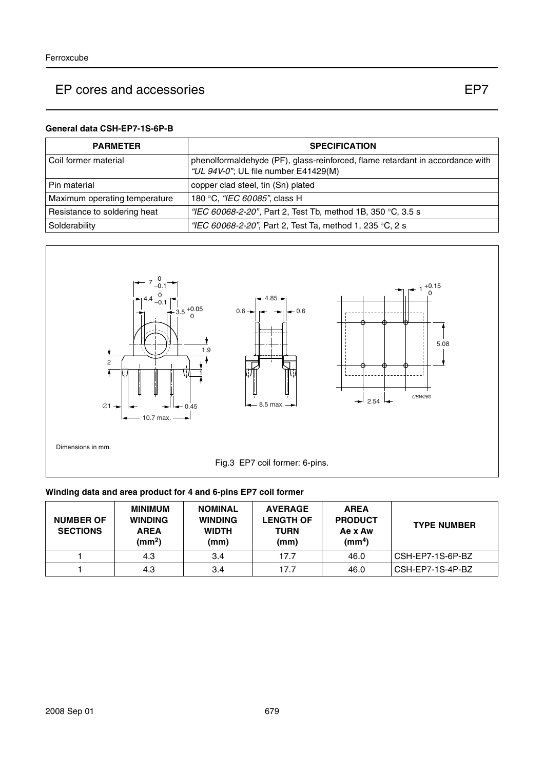## EP cores and accessories — EP7

### General data CSH-EP7-1S-6P-B

| PARMETER | SPECIFICATION |
|---|---|
| Coil former material | phenolformaldehyde (PF), glass-reinforced, flame retardant in accordance with *"UL 94V-0"*; UL file number E41429(M) |
| Pin material | copper clad steel, tin (Sn) plated |
| Maximum operating temperature | 180 °C, *"IEC 60085"*, class H |
| Resistance to soldering heat | *"IEC 60068-2-20"*, Part 2, Test Tb, method 1B, 350 °C, 3.5 s |
| Solderability | *"IEC 60068-2-20"*, Part 2, Test Ta, method 1, 235 °C, 2 s |

Dimensions in mm.

Fig.3 EP7 coil former: 6-pins.

### Winding data and area product for 4 and 6-pins EP7 coil former

| NUMBER OF SECTIONS | MINIMUM WINDING AREA (mm$^2$) | NOMINAL WINDING WIDTH (mm) | AVERAGE LENGTH OF TURN (mm) | AREA PRODUCT Ae x Aw (mm$^4$) | TYPE NUMBER |
|---|---|---|---|---|---|
| 1 | 4.3 | 3.4 | 17.7 | 46.0 | CSH-EP7-1S-6P-BZ |
| 1 | 4.3 | 3.4 | 17.7 | 46.0 | CSH-EP7-1S-4P-BZ |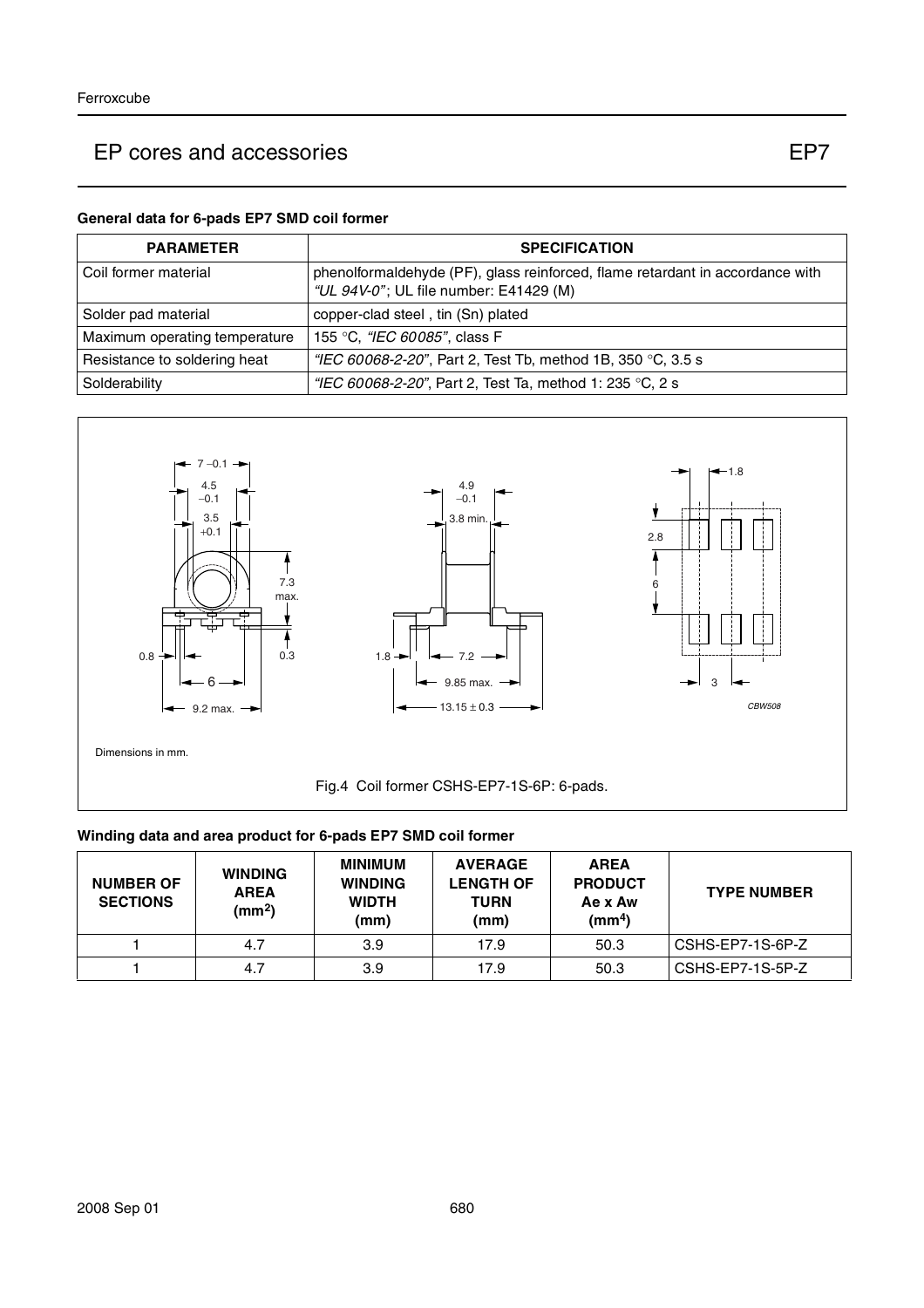## General data for 6-pads EP7 SMD coil former

| PARAMETER | SPECIFICATION |
| --- | --- |
| Coil former material | phenolformaldehyde (PF), glass reinforced, flame retardant in accordance with *"UL 94V-0"*; UL file number: E41429 (M) |
| Solder pad material | copper-clad steel , tin (Sn) plated |
| Maximum operating temperature | 155 °C, *"IEC 60085"*, class F |
| Resistance to soldering heat | *"IEC 60068-2-20"*, Part 2, Test Tb, method 1B, 350 °C, 3.5 s |
| Solderability | *"IEC 60068-2-20"*, Part 2, Test Ta, method 1: 235 °C, 2 s |

Dimensions in mm.

Fig.4 Coil former CSHS-EP7-1S-6P: 6-pads.

## Winding data and area product for 6-pads EP7 SMD coil former

| NUMBER OF SECTIONS | WINDING AREA (mm²) | MINIMUM WINDING WIDTH (mm) | AVERAGE LENGTH OF TURN (mm) | AREA PRODUCT Ae x Aw (mm⁴) | TYPE NUMBER |
| --- | --- | --- | --- | --- | --- |
| 1 | 4.7 | 3.9 | 17.9 | 50.3 | CSHS-EP7-1S-6P-Z |
| 1 | 4.7 | 3.9 | 17.9 | 50.3 | CSHS-EP7-1S-5P-Z |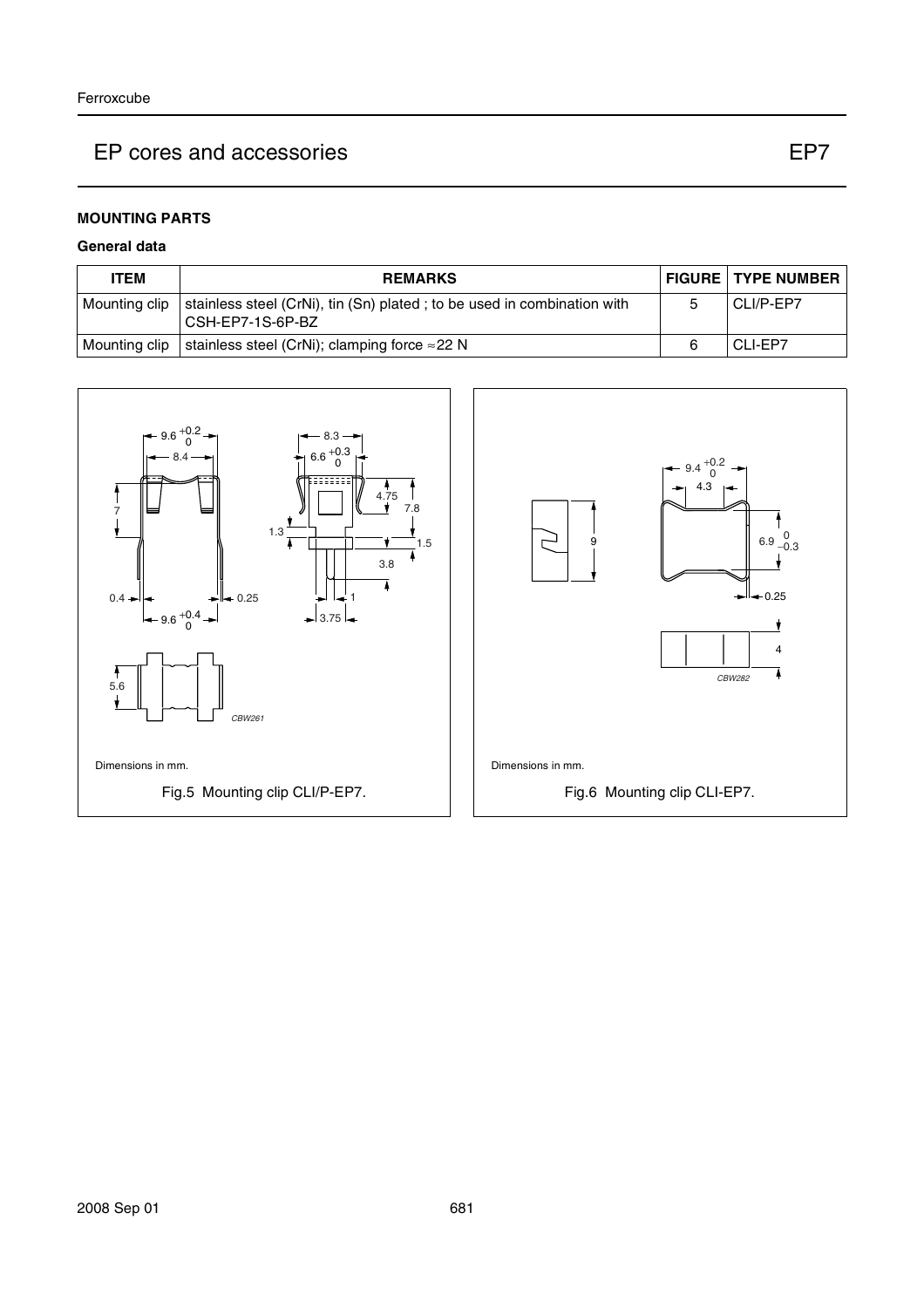## MOUNTING PARTS

### General data

| ITEM | REMARKS | FIGURE | TYPE NUMBER |
|---|---|---|---|
| Mounting clip | stainless steel (CrNi), tin (Sn) plated ; to be used in combination with CSH-EP7-1S-6P-BZ | 5 | CLI/P-EP7 |
| Mounting clip | stainless steel (CrNi); clamping force ≈22 N | 6 | CLI-EP7 |

Dimensions in mm.

Fig.5 Mounting clip CLI/P-EP7.

Dimensions in mm.

Fig.6 Mounting clip CLI-EP7.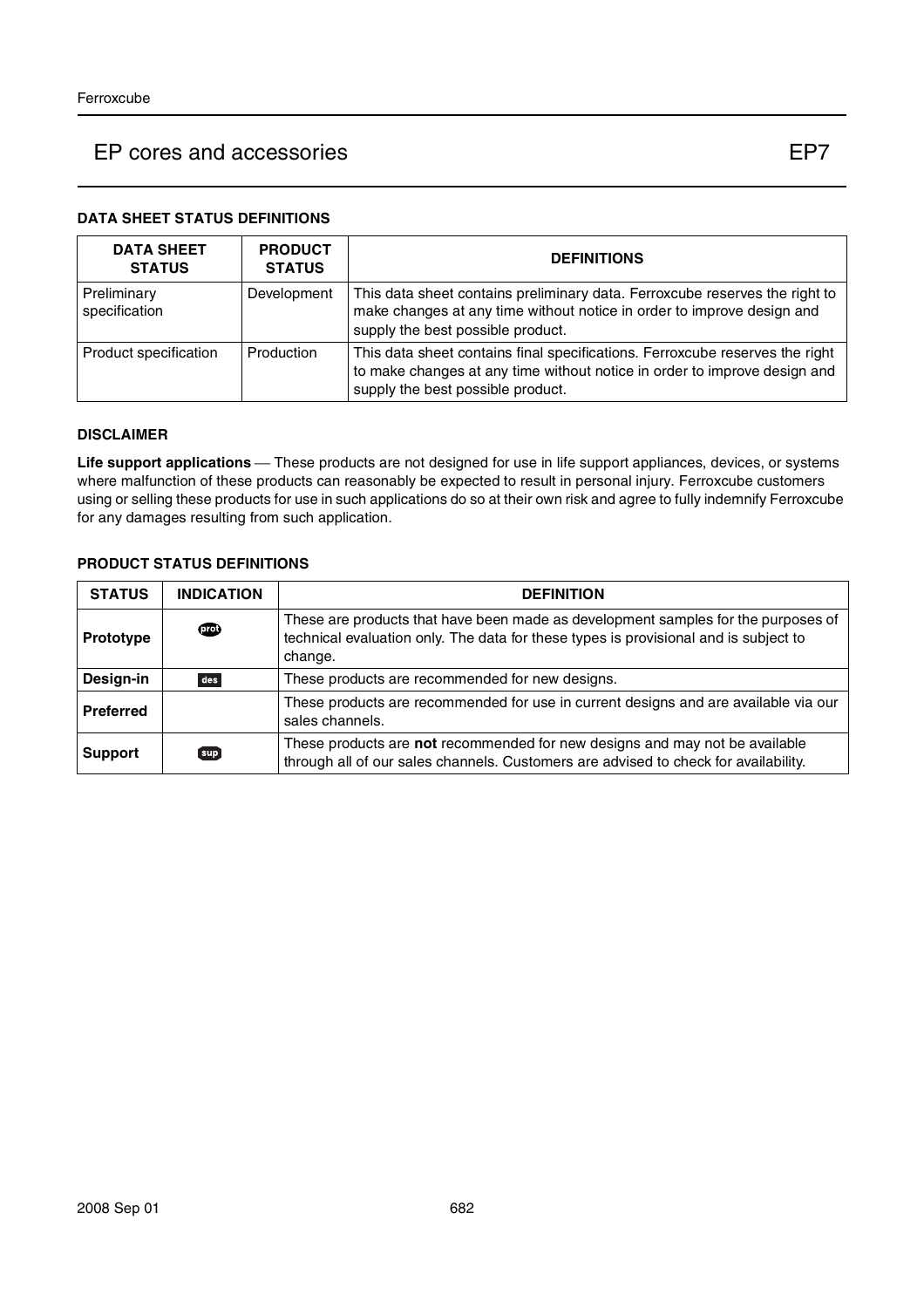## DATA SHEET STATUS DEFINITIONS

| DATA SHEET STATUS | PRODUCT STATUS | DEFINITIONS |
|---|---|---|
| Preliminary specification | Development | This data sheet contains preliminary data. Ferroxcube reserves the right to make changes at any time without notice in order to improve design and supply the best possible product. |
| Product specification | Production | This data sheet contains final specifications. Ferroxcube reserves the right to make changes at any time without notice in order to improve design and supply the best possible product. |

## DISCLAIMER

**Life support applications** — These products are not designed for use in life support appliances, devices, or systems where malfunction of these products can reasonably be expected to result in personal injury. Ferroxcube customers using or selling these products for use in such applications do so at their own risk and agree to fully indemnify Ferroxcube for any damages resulting from such application.

## PRODUCT STATUS DEFINITIONS

| STATUS | INDICATION | DEFINITION |
|---|---|---|
| **Prototype** | prot | These are products that have been made as development samples for the purposes of technical evaluation only. The data for these types is provisional and is subject to change. |
| **Design-in** | des | These products are recommended for new designs. |
| **Preferred** | | These products are recommended for use in current designs and are available via our sales channels. |
| **Support** | sup | These products are **not** recommended for new designs and may not be available through all of our sales channels. Customers are advised to check for availability. |